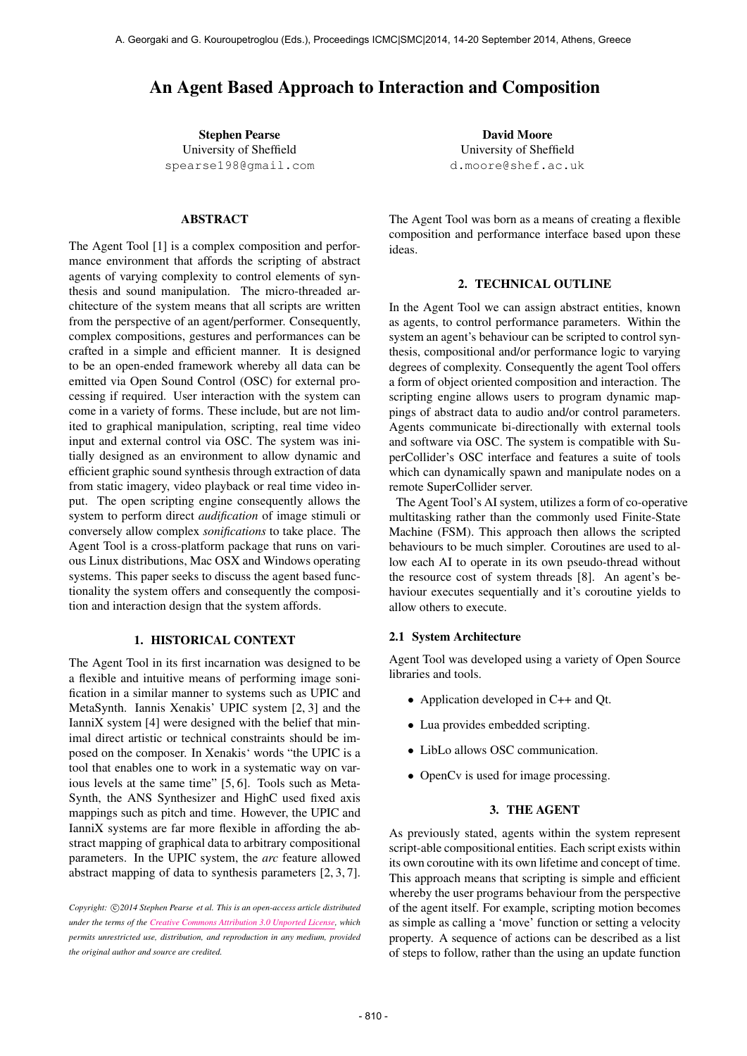# An Agent Based Approach to Interaction and Composition

**Stephen Pearse**
University of Sheffield
spearse198@gmail.com

**David Moore**
University of Sheffield
d.moore@shef.ac.uk

## ABSTRACT

The Agent Tool [1] is a complex composition and performance environment that affords the scripting of abstract agents of varying complexity to control elements of synthesis and sound manipulation. The micro-threaded architecture of the system means that all scripts are written from the perspective of an agent/performer. Consequently, complex compositions, gestures and performances can be crafted in a simple and efficient manner. It is designed to be an open-ended framework whereby all data can be emitted via Open Sound Control (OSC) for external processing if required. User interaction with the system can come in a variety of forms. These include, but are not limited to graphical manipulation, scripting, real time video input and external control via OSC. The system was initially designed as an environment to allow dynamic and efficient graphic sound synthesis through extraction of data from static imagery, video playback or real time video input. The open scripting engine consequently allows the system to perform direct *audification* of image stimuli or conversely allow complex *sonifications* to take place. The Agent Tool is a cross-platform package that runs on various Linux distributions, Mac OSX and Windows operating systems. This paper seeks to discuss the agent based functionality the system offers and consequently the composition and interaction design that the system affords.

## 1. HISTORICAL CONTEXT

The Agent Tool in its first incarnation was designed to be a flexible and intuitive means of performing image sonification in a similar manner to systems such as UPIC and MetaSynth. Iannis Xenakis' UPIC system [2, 3] and the IanniX system [4] were designed with the belief that minimal direct artistic or technical constraints should be imposed on the composer. In Xenakis' words "the UPIC is a tool that enables one to work in a systematic way on various levels at the same time" [5, 6]. Tools such as MetaSynth, the ANS Synthesizer and HighC used fixed axis mappings such as pitch and time. However, the UPIC and IanniX systems are far more flexible in affording the abstract mapping of graphical data to arbitrary compositional parameters. In the UPIC system, the *arc* feature allowed abstract mapping of data to synthesis parameters [2, 3, 7].

*Copyright: ©2014 Stephen Pearse et al. This is an open-access article distributed under the terms of the Creative Commons Attribution 3.0 Unported License, which permits unrestricted use, distribution, and reproduction in any medium, provided the original author and source are credited.*

The Agent Tool was born as a means of creating a flexible composition and performance interface based upon these ideas.

## 2. TECHNICAL OUTLINE

In the Agent Tool we can assign abstract entities, known as agents, to control performance parameters. Within the system an agent's behaviour can be scripted to control synthesis, compositional and/or performance logic to varying degrees of complexity. Consequently the agent Tool offers a form of object oriented composition and interaction. The scripting engine allows users to program dynamic mappings of abstract data to audio and/or control parameters. Agents communicate bi-directionally with external tools and software via OSC. The system is compatible with SuperCollider's OSC interface and features a suite of tools which can dynamically spawn and manipulate nodes on a remote SuperCollider server.

The Agent Tool's AI system, utilizes a form of co-operative multitasking rather than the commonly used Finite-State Machine (FSM). This approach then allows the scripted behaviours to be much simpler. Coroutines are used to allow each AI to operate in its own pseudo-thread without the resource cost of system threads [8]. An agent's behaviour executes sequentially and it's coroutine yields to allow others to execute.

### 2.1 System Architecture

Agent Tool was developed using a variety of Open Source libraries and tools.

- Application developed in C++ and Qt.
- Lua provides embedded scripting.
- LibLo allows OSC communication.
- OpenCv is used for image processing.

## 3. THE AGENT

As previously stated, agents within the system represent script-able compositional entities. Each script exists within its own coroutine with its own lifetime and concept of time. This approach means that scripting is simple and efficient whereby the user programs behaviour from the perspective of the agent itself. For example, scripting motion becomes as simple as calling a 'move' function or setting a velocity property. A sequence of actions can be described as a list of steps to follow, rather than the using an update function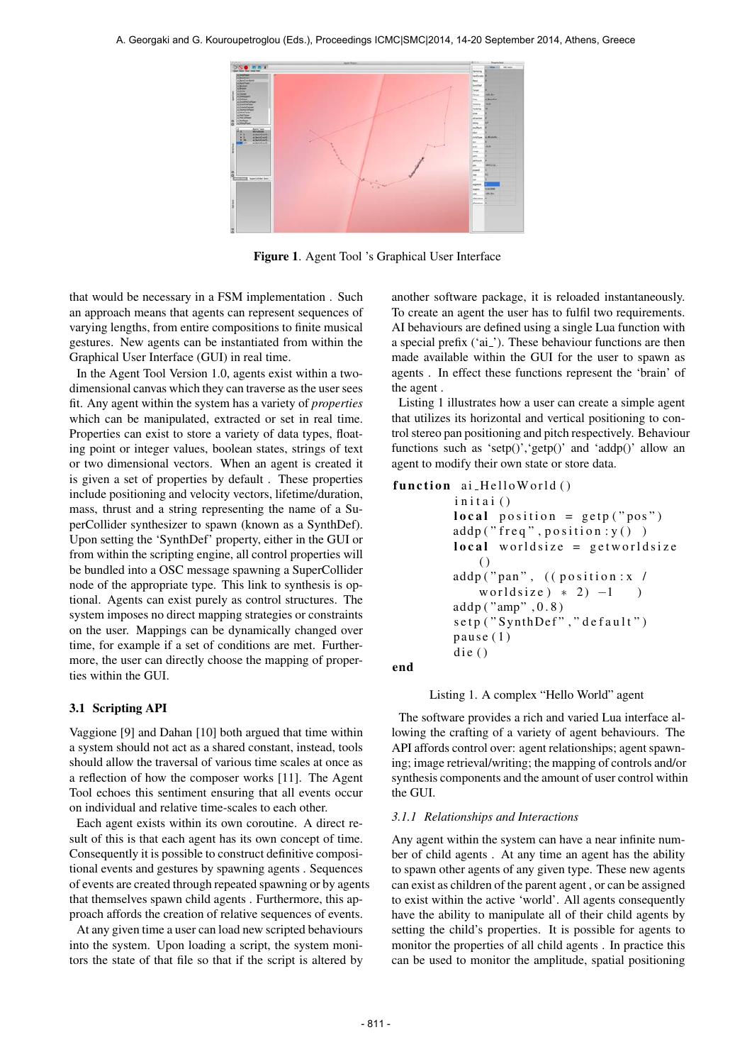Figure 1. Agent Tool 's Graphical User Interface

that would be necessary in a FSM implementation . Such an approach means that agents can represent sequences of varying lengths, from entire compositions to finite musical gestures. New agents can be instantiated from within the Graphical User Interface (GUI) in real time.

In the Agent Tool Version 1.0, agents exist within a two-dimensional canvas which they can traverse as the user sees fit. Any agent within the system has a variety of *properties* which can be manipulated, extracted or set in real time. Properties can exist to store a variety of data types, floating point or integer values, boolean states, strings of text or two dimensional vectors. When an agent is created it is given a set of properties by default . These properties include positioning and velocity vectors, lifetime/duration, mass, thrust and a string representing the name of a SuperCollider synthesizer to spawn (known as a SynthDef). Upon setting the 'SynthDef' property, either in the GUI or from within the scripting engine, all control properties will be bundled into a OSC message spawning a SuperCollider node of the appropriate type. This link to synthesis is optional. Agents can exist purely as control structures. The system imposes no direct mapping strategies or constraints on the user. Mappings can be dynamically changed over time, for example if a set of conditions are met. Furthermore, the user can directly choose the mapping of properties within the GUI.

### 3.1 Scripting API

Vaggione [9] and Dahan [10] both argued that time within a system should not act as a shared constant, instead, tools should allow the traversal of various time scales at once as a reflection of how the composer works [11]. The Agent Tool echoes this sentiment ensuring that all events occur on individual and relative time-scales to each other.

Each agent exists within its own coroutine. A direct result of this is that each agent has its own concept of time. Consequently it is possible to construct definitive compositional events and gestures by spawning agents . Sequences of events are created through repeated spawning or by agents that themselves spawn child agents . Furthermore, this approach affords the creation of relative sequences of events.

At any given time a user can load new scripted behaviours into the system. Upon loading a script, the system monitors the state of that file so that if the script is altered by another software package, it is reloaded instantaneously. To create an agent the user has to fulfil two requirements. AI behaviours are defined using a single Lua function with a special prefix ('ai_'). These behaviour functions are then made available within the GUI for the user to spawn as agents . In effect these functions represent the 'brain' of the agent .

Listing 1 illustrates how a user can create a simple agent that utilizes its horizontal and vertical positioning to control stereo pan positioning and pitch respectively. Behaviour functions such as 'setp()','getp()' and 'addp()' allow an agent to modify their own state or store data.

```
function ai_HelloWorld()
        initai()
        local position = getp("pos")
        addp("freq", position:y() )
        local worldsize = getworldsize
            ()
        addp("pan", ((position:x /
            worldsize) * 2) -1    )
        addp("amp",0.8)
        setp("SynthDef","default")
        pause(1)
        die()
end
```

Listing 1. A complex "Hello World" agent

The software provides a rich and varied Lua interface allowing the crafting of a variety of agent behaviours. The API affords control over: agent relationships; agent spawning; image retrieval/writing; the mapping of controls and/or synthesis components and the amount of user control within the GUI.

#### 3.1.1 Relationships and Interactions

Any agent within the system can have a near infinite number of child agents . At any time an agent has the ability to spawn other agents of any given type. These new agents can exist as children of the parent agent , or can be assigned to exist within the active 'world'. All agents consequently have the ability to manipulate all of their child agents by setting the child's properties. It is possible for agents to monitor the properties of all child agents . In practice this can be used to monitor the amplitude, spatial positioning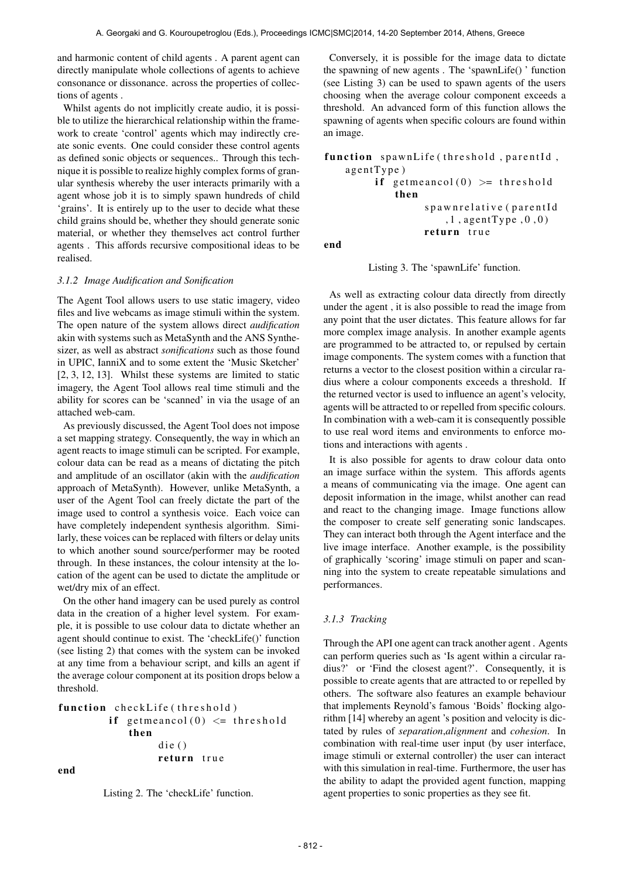and harmonic content of child agents . A parent agent can directly manipulate whole collections of agents to achieve consonance or dissonance. across the properties of collections of agents .

Whilst agents do not implicitly create audio, it is possible to utilize the hierarchical relationship within the framework to create 'control' agents which may indirectly create sonic events. One could consider these control agents as defined sonic objects or sequences.. Through this technique it is possible to realize highly complex forms of granular synthesis whereby the user interacts primarily with a agent whose job it is to simply spawn hundreds of child 'grains'. It is entirely up to the user to decide what these child grains should be, whether they should generate sonic material, or whether they themselves act control further agents . This affords recursive compositional ideas to be realised.

#### *3.1.2 Image Audification and Sonification*

The Agent Tool allows users to use static imagery, video files and live webcams as image stimuli within the system. The open nature of the system allows direct *audification* akin with systems such as MetaSynth and the ANS Synthesizer, as well as abstract *sonifications* such as those found in UPIC, IanniX and to some extent the 'Music Sketcher' [2, 3, 12, 13]. Whilst these systems are limited to static imagery, the Agent Tool allows real time stimuli and the ability for scores can be 'scanned' in via the usage of an attached web-cam.

As previously discussed, the Agent Tool does not impose a set mapping strategy. Consequently, the way in which an agent reacts to image stimuli can be scripted. For example, colour data can be read as a means of dictating the pitch and amplitude of an oscillator (akin with the *audification* approach of MetaSynth). However, unlike MetaSynth, a user of the Agent Tool can freely dictate the part of the image used to control a synthesis voice. Each voice can have completely independent synthesis algorithm. Similarly, these voices can be replaced with filters or delay units to which another sound source/performer may be rooted through. In these instances, the colour intensity at the location of the agent can be used to dictate the amplitude or wet/dry mix of an effect.

On the other hand imagery can be used purely as control data in the creation of a higher level system. For example, it is possible to use colour data to dictate whether an agent should continue to exist. The 'checkLife()' function (see listing 2) that comes with the system can be invoked at any time from a behaviour script, and kills an agent if the average colour component at its position drops below a threshold.

```
function checkLife(threshold)
        if getmeancol(0) <= threshold
            then
                die()
                return true
end
```

Listing 2. The 'checkLife' function.

Conversely, it is possible for the image data to dictate the spawning of new agents . The 'spawnLife() ' function (see Listing 3) can be used to spawn agents of the users choosing when the average colour component exceeds a threshold. An advanced form of this function allows the spawning of agents when specific colours are found within an image.

```
function spawnLife(threshold, parentId,
    agentType)
        if getmeancol(0) >= threshold
            then
                spawnrelative(parentId
                    ,1,agentType,0,0)
                return true
end
```

Listing 3. The 'spawnLife' function.

As well as extracting colour data directly from directly under the agent , it is also possible to read the image from any point that the user dictates. This feature allows for far more complex image analysis. In another example agents are programmed to be attracted to, or repulsed by certain image components. The system comes with a function that returns a vector to the closest position within a circular radius where a colour components exceeds a threshold. If the returned vector is used to influence an agent's velocity, agents will be attracted to or repelled from specific colours. In combination with a web-cam it is consequently possible to use real word items and environments to enforce motions and interactions with agents .

It is also possible for agents to draw colour data onto an image surface within the system. This affords agents a means of communicating via the image. One agent can deposit information in the image, whilst another can read and react to the changing image. Image functions allow the composer to create self generating sonic landscapes. They can interact both through the Agent interface and the live image interface. Another example, is the possibility of graphically 'scoring' image stimuli on paper and scanning into the system to create repeatable simulations and performances.

#### *3.1.3 Tracking*

Through the API one agent can track another agent . Agents can perform queries such as 'Is agent within a circular radius?' or 'Find the closest agent?'. Consequently, it is possible to create agents that are attracted to or repelled by others. The software also features an example behaviour that implements Reynold's famous 'Boids' flocking algorithm [14] whereby an agent 's position and velocity is dictated by rules of *separation*,*alignment* and *cohesion*. In combination with real-time user input (by user interface, image stimuli or external controller) the user can interact with this simulation in real-time. Furthermore, the user has the ability to adapt the provided agent function, mapping agent properties to sonic properties as they see fit.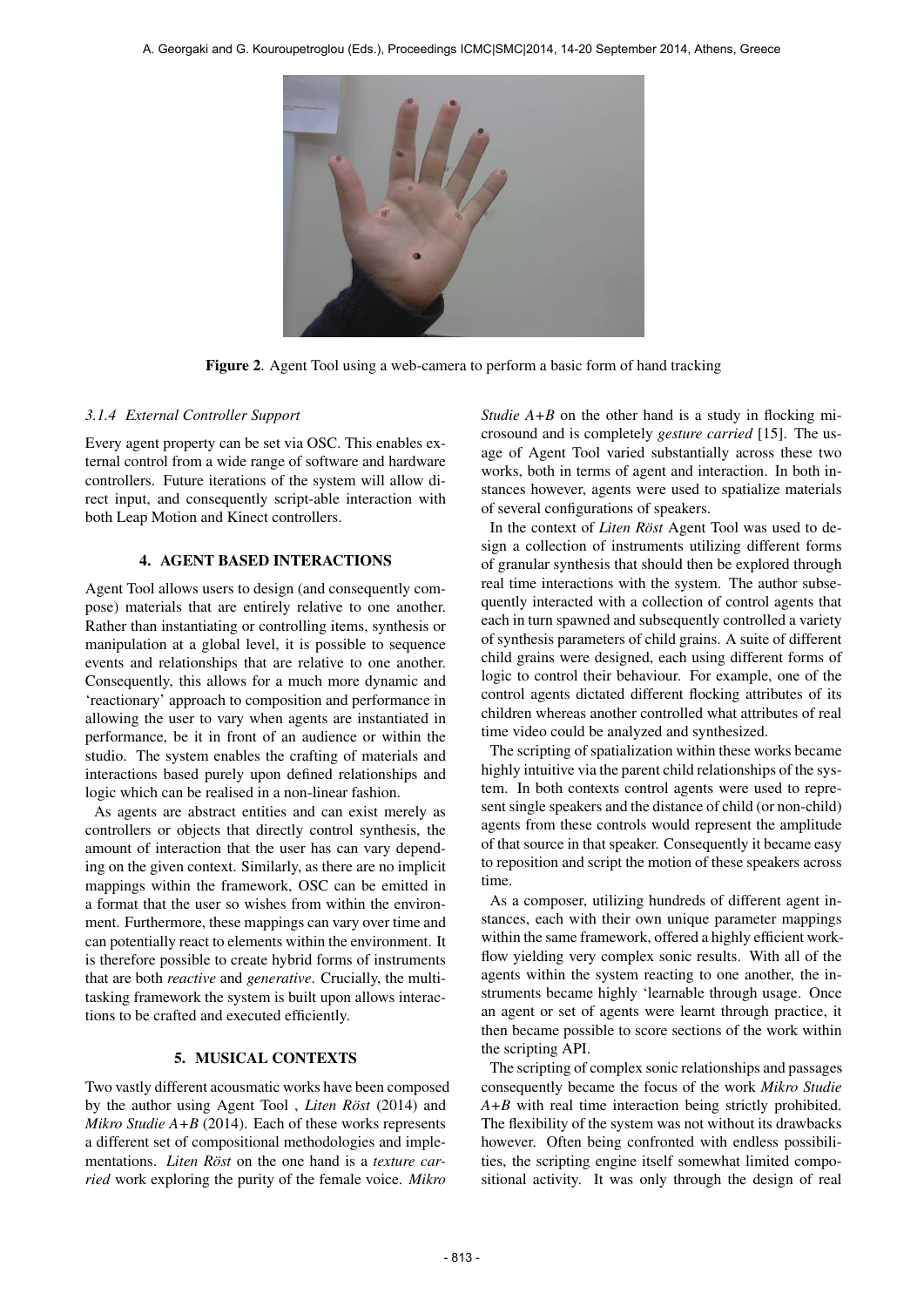Figure 2. Agent Tool using a web-camera to perform a basic form of hand tracking

#### 3.1.4 External Controller Support

Every agent property can be set via OSC. This enables external control from a wide range of software and hardware controllers. Future iterations of the system will allow direct input, and consequently script-able interaction with both Leap Motion and Kinect controllers.

## 4. AGENT BASED INTERACTIONS

Agent Tool allows users to design (and consequently compose) materials that are entirely relative to one another. Rather than instantiating or controlling items, synthesis or manipulation at a global level, it is possible to sequence events and relationships that are relative to one another. Consequently, this allows for a much more dynamic and 'reactionary' approach to composition and performance in allowing the user to vary when agents are instantiated in performance, be it in front of an audience or within the studio. The system enables the crafting of materials and interactions based purely upon defined relationships and logic which can be realised in a non-linear fashion.

As agents are abstract entities and can exist merely as controllers or objects that directly control synthesis, the amount of interaction that the user has can vary depending on the given context. Similarly, as there are no implicit mappings within the framework, OSC can be emitted in a format that the user so wishes from within the environment. Furthermore, these mappings can vary over time and can potentially react to elements within the environment. It is therefore possible to create hybrid forms of instruments that are both *reactive* and *generative*. Crucially, the multitasking framework the system is built upon allows interactions to be crafted and executed efficiently.

## 5. MUSICAL CONTEXTS

Two vastly different acousmatic works have been composed by the author using Agent Tool , *Liten Röst* (2014) and *Mikro Studie A+B* (2014). Each of these works represents a different set of compositional methodologies and implementations. *Liten Röst* on the one hand is a *texture carried* work exploring the purity of the female voice. *Mikro Studie A+B* on the other hand is a study in flocking microsound and is completely *gesture carried* [15]. The usage of Agent Tool varied substantially across these two works, both in terms of agent and interaction. In both instances however, agents were used to spatialize materials of several configurations of speakers.

In the context of *Liten Röst* Agent Tool was used to design a collection of instruments utilizing different forms of granular synthesis that should then be explored through real time interactions with the system. The author subsequently interacted with a collection of control agents that each in turn spawned and subsequently controlled a variety of synthesis parameters of child grains. A suite of different child grains were designed, each using different forms of logic to control their behaviour. For example, one of the control agents dictated different flocking attributes of its children whereas another controlled what attributes of real time video could be analyzed and synthesized.

The scripting of spatialization within these works became highly intuitive via the parent child relationships of the system. In both contexts control agents were used to represent single speakers and the distance of child (or non-child) agents from these controls would represent the amplitude of that source in that speaker. Consequently it became easy to reposition and script the motion of these speakers across time.

As a composer, utilizing hundreds of different agent instances, each with their own unique parameter mappings within the same framework, offered a highly efficient workflow yielding very complex sonic results. With all of the agents within the system reacting to one another, the instruments became highly 'learnable through usage. Once an agent or set of agents were learnt through practice, it then became possible to score sections of the work within the scripting API.

The scripting of complex sonic relationships and passages consequently became the focus of the work *Mikro Studie A+B* with real time interaction being strictly prohibited. The flexibility of the system was not without its drawbacks however. Often being confronted with endless possibilities, the scripting engine itself somewhat limited compositional activity. It was only through the design of real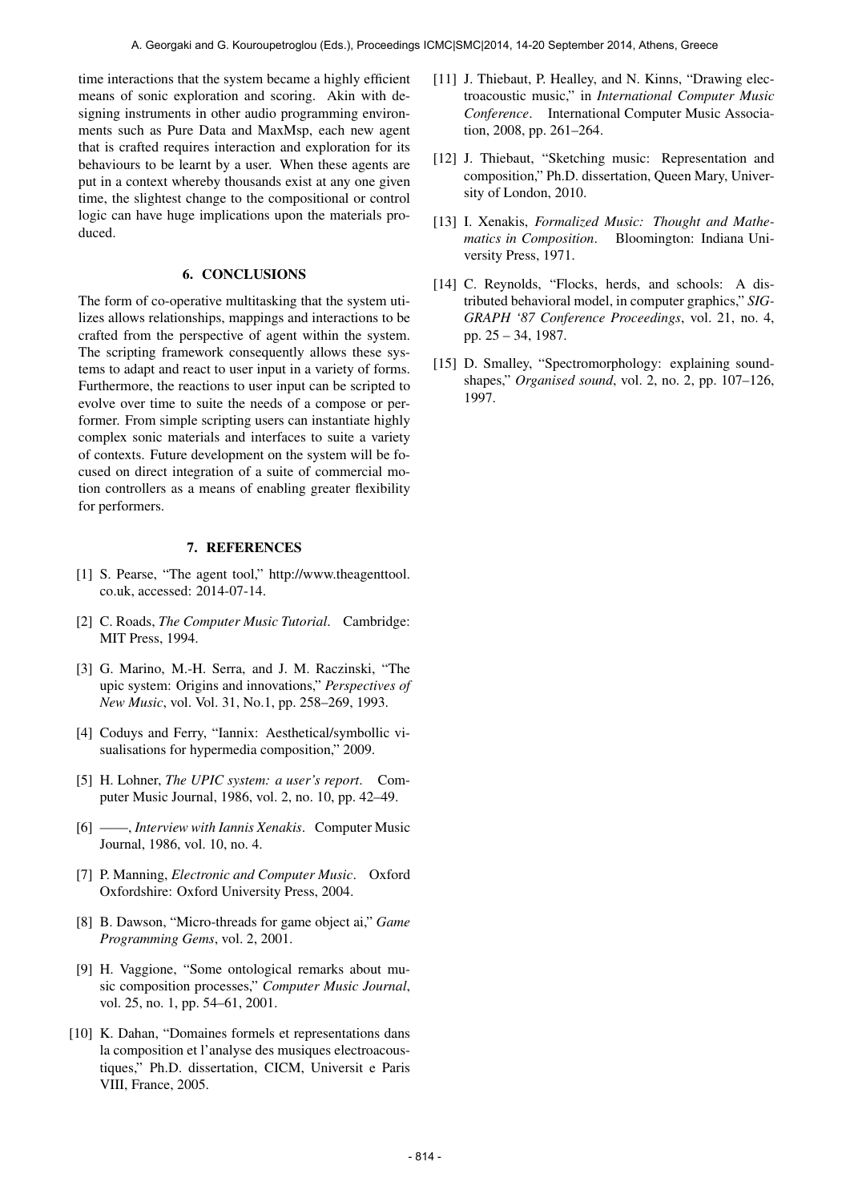time interactions that the system became a highly efficient means of sonic exploration and scoring. Akin with designing instruments in other audio programming environments such as Pure Data and MaxMsp, each new agent that is crafted requires interaction and exploration for its behaviours to be learnt by a user. When these agents are put in a context whereby thousands exist at any one given time, the slightest change to the compositional or control logic can have huge implications upon the materials produced.

## 6. CONCLUSIONS

The form of co-operative multitasking that the system utilizes allows relationships, mappings and interactions to be crafted from the perspective of agent within the system. The scripting framework consequently allows these systems to adapt and react to user input in a variety of forms. Furthermore, the reactions to user input can be scripted to evolve over time to suite the needs of a compose or performer. From simple scripting users can instantiate highly complex sonic materials and interfaces to suite a variety of contexts. Future development on the system will be focused on direct integration of a suite of commercial motion controllers as a means of enabling greater flexibility for performers.

## 7. REFERENCES

[1] S. Pearse, "The agent tool," http://www.theagenttool.co.uk, accessed: 2014-07-14.

[2] C. Roads, *The Computer Music Tutorial*. Cambridge: MIT Press, 1994.

[3] G. Marino, M.-H. Serra, and J. M. Raczinski, "The upic system: Origins and innovations," *Perspectives of New Music*, vol. Vol. 31, No.1, pp. 258–269, 1993.

[4] Coduys and Ferry, "Iannix: Aesthetical/symbollic visualisations for hypermedia composition," 2009.

[5] H. Lohner, *The UPIC system: a user's report*. Computer Music Journal, 1986, vol. 2, no. 10, pp. 42–49.

[6] ——, *Interview with Iannis Xenakis*. Computer Music Journal, 1986, vol. 10, no. 4.

[7] P. Manning, *Electronic and Computer Music*. Oxford Oxfordshire: Oxford University Press, 2004.

[8] B. Dawson, "Micro-threads for game object ai," *Game Programming Gems*, vol. 2, 2001.

[9] H. Vaggione, "Some ontological remarks about music composition processes," *Computer Music Journal*, vol. 25, no. 1, pp. 54–61, 2001.

[10] K. Dahan, "Domaines formels et representations dans la composition et l'analyse des musiques electroacoustiques," Ph.D. dissertation, CICM, Universit e Paris VIII, France, 2005.

[11] J. Thiebaut, P. Healley, and N. Kinns, "Drawing electroacoustic music," in *International Computer Music Conference*. International Computer Music Association, 2008, pp. 261–264.

[12] J. Thiebaut, "Sketching music: Representation and composition," Ph.D. dissertation, Queen Mary, University of London, 2010.

[13] I. Xenakis, *Formalized Music: Thought and Mathematics in Composition*. Bloomington: Indiana University Press, 1971.

[14] C. Reynolds, "Flocks, herds, and schools: A distributed behavioral model, in computer graphics," *SIGGRAPH '87 Conference Proceedings*, vol. 21, no. 4, pp. 25 – 34, 1987.

[15] D. Smalley, "Spectromorphology: explaining sound-shapes," *Organised sound*, vol. 2, no. 2, pp. 107–126, 1997.